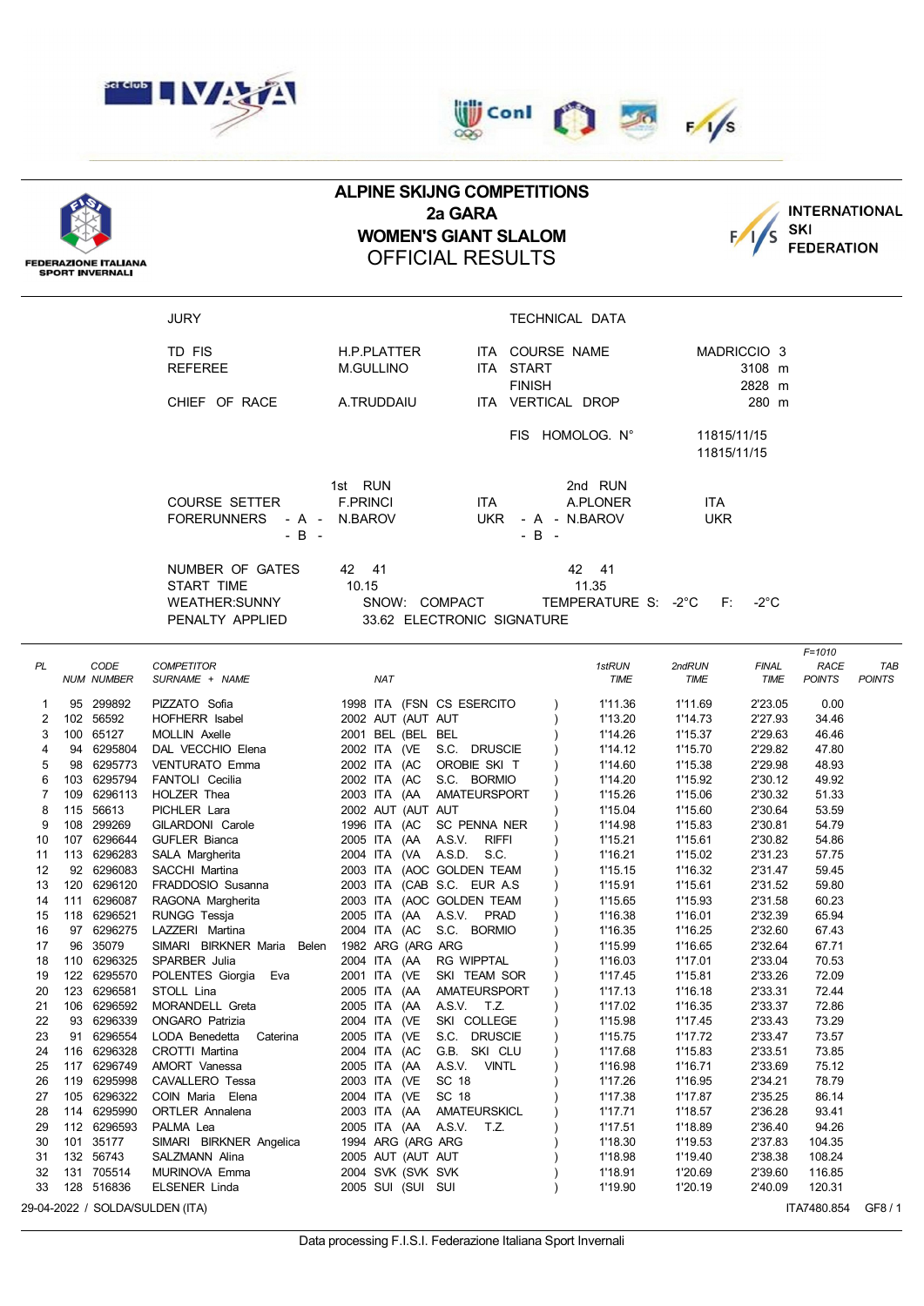FEDERAZIONE ITALIANA SPORT INVERNALI

# ALPINE SKIJNG COMPETITIONS
## 2a GARA
## WOMEN'S GIANT SLALOM
## OFFICIAL RESULTS

INTERNATIONAL SKI FEDERATION

| JURY | | | TECHNICAL DATA | |
|---|---|---|---|---|
| TD FIS | H.P.PLATTER | ITA | COURSE NAME | MADRICCIO 3 |
| REFEREE | M.GULLINO | ITA | START | 3108 m |
| | | | FINISH | 2828 m |
| CHIEF OF RACE | A.TRUDDAIU | ITA | VERTICAL DROP | 280 m |
| | | | FIS HOMOLOG. N° | 11815/11/15 |
| | | | | 11815/11/15 |

| | 1st RUN | | 2nd RUN | |
|---|---|---|---|---|
| COURSE SETTER | F.PRINCI | ITA | A.PLONER | ITA |
| FORERUNNERS - A - | N.BAROV | UKR | - A - N.BAROV | UKR |
| - B - | | | - B - | |
| NUMBER OF GATES | 42 41 | | 42 41 | |
| START TIME | 10.15 | | 11.35 | |

WEATHER:SUNNY SNOW: COMPACT TEMPERATURE S: -2°C F: -2°C

PENALTY APPLIED 33.62 ELECTRONIC SIGNATURE

| PL | NUM | CODE NUMBER | COMPETITOR SURNAME + NAME | NAT | | 1stRUN TIME | 2ndRUN TIME | FINAL TIME | F=1010 RACE POINTS | TAB POINTS |
|---|---|---|---|---|---|---|---|---|---|---|
| 1 | 95 | 299892 | PIZZATO Sofia | 1998 ITA (FSN CS ESERCITO | ) | 1'11.36 | 1'11.69 | 2'23.05 | 0.00 | |
| 2 | 102 | 56592 | HOFHERR Isabel | 2002 AUT (AUT AUT | ) | 1'13.20 | 1'14.73 | 2'27.93 | 34.46 | |
| 3 | 100 | 65127 | MOLLIN Axelle | 2001 BEL (BEL BEL | ) | 1'14.26 | 1'15.37 | 2'29.63 | 46.46 | |
| 4 | 94 | 6295804 | DAL VECCHIO Elena | 2002 ITA (VE S.C. DRUSCIE | ) | 1'14.12 | 1'15.70 | 2'29.82 | 47.80 | |
| 5 | 98 | 6295773 | VENTURATO Emma | 2002 ITA (AC OROBIE SKI T | ) | 1'14.60 | 1'15.38 | 2'29.98 | 48.93 | |
| 6 | 103 | 6295794 | FANTOLI Cecilia | 2002 ITA (AC S.C. BORMIO | ) | 1'14.20 | 1'15.92 | 2'30.12 | 49.92 | |
| 7 | 109 | 6296113 | HOLZER Thea | 2003 ITA (AA AMATEURSPORT | ) | 1'15.26 | 1'15.06 | 2'30.32 | 51.33 | |
| 8 | 115 | 56613 | PICHLER Lara | 2002 AUT (AUT AUT | ) | 1'15.04 | 1'15.60 | 2'30.64 | 53.59 | |
| 9 | 108 | 299269 | GILARDONI Carole | 1996 ITA (AC SC PENNA NER | ) | 1'14.98 | 1'15.83 | 2'30.81 | 54.79 | |
| 10 | 107 | 6296644 | GUFLER Bianca | 2005 ITA (AA A.S.V. RIFFI | ) | 1'15.21 | 1'15.61 | 2'30.82 | 54.86 | |
| 11 | 113 | 6296283 | SALA Margherita | 2004 ITA (VA A.S.D. S.C. | ) | 1'16.21 | 1'15.02 | 2'31.23 | 57.75 | |
| 12 | 92 | 6296083 | SACCHI Martina | 2003 ITA (AOC GOLDEN TEAM | ) | 1'15.15 | 1'16.32 | 2'31.47 | 59.45 | |
| 13 | 120 | 6296120 | FRADDOSIO Susanna | 2003 ITA (CAB S.C. EUR A.S | ) | 1'15.91 | 1'15.61 | 2'31.52 | 59.80 | |
| 14 | 111 | 6296087 | RAGONA Margherita | 2003 ITA (AOC GOLDEN TEAM | ) | 1'15.65 | 1'15.93 | 2'31.58 | 60.23 | |
| 15 | 118 | 6296521 | RUNGG Tessja | 2005 ITA (AA A.S.V. PRAD | ) | 1'16.38 | 1'16.01 | 2'32.39 | 65.94 | |
| 16 | 97 | 6296275 | LAZZERI Martina | 2004 ITA (AC S.C. BORMIO | ) | 1'16.35 | 1'16.25 | 2'32.60 | 67.43 | |
| 17 | 96 | 35079 | SIMARI BIRKNER Maria Belen | 1982 ARG (ARG ARG | ) | 1'15.99 | 1'16.65 | 2'32.64 | 67.71 | |
| 18 | 110 | 6296325 | SPARBER Julia | 2004 ITA (AA RG WIPPTAL | ) | 1'16.03 | 1'17.01 | 2'33.04 | 70.53 | |
| 19 | 122 | 6295570 | POLENTES Giorgia Eva | 2001 ITA (VE SKI TEAM SOR | ) | 1'17.45 | 1'15.81 | 2'33.26 | 72.09 | |
| 20 | 123 | 6296581 | STOLL Lina | 2005 ITA (AA AMATEURSPORT | ) | 1'17.13 | 1'16.18 | 2'33.31 | 72.44 | |
| 21 | 106 | 6296592 | MORANDELL Greta | 2005 ITA (AA A.S.V. T.Z. | ) | 1'17.02 | 1'16.35 | 2'33.37 | 72.86 | |
| 22 | 93 | 6296339 | ONGARO Patrizia | 2004 ITA (VE SKI COLLEGE | ) | 1'15.98 | 1'17.45 | 2'33.43 | 73.29 | |
| 23 | 91 | 6296554 | LODA Benedetta Caterina | 2005 ITA (VE S.C. DRUSCIE | ) | 1'15.75 | 1'17.72 | 2'33.47 | 73.57 | |
| 24 | 116 | 6296328 | CROTTI Martina | 2004 ITA (AC G.B. SKI CLU | ) | 1'17.68 | 1'15.83 | 2'33.51 | 73.85 | |
| 25 | 117 | 6296749 | AMORT Vanessa | 2005 ITA (AA A.S.V. VINTL | ) | 1'16.98 | 1'16.71 | 2'33.69 | 75.12 | |
| 26 | 119 | 6295998 | CAVALLERO Tessa | 2003 ITA (VE SC 18 | ) | 1'17.26 | 1'16.95 | 2'34.21 | 78.79 | |
| 27 | 105 | 6296322 | COIN Maria Elena | 2004 ITA (VE SC 18 | ) | 1'17.38 | 1'17.87 | 2'35.25 | 86.14 | |
| 28 | 114 | 6295990 | ORTLER Annalena | 2003 ITA (AA AMATEURSKICL | ) | 1'17.71 | 1'18.57 | 2'36.28 | 93.41 | |
| 29 | 112 | 6296593 | PALMA Lea | 2005 ITA (AA A.S.V. T.Z. | ) | 1'17.51 | 1'18.89 | 2'36.40 | 94.26 | |
| 30 | 101 | 35177 | SIMARI BIRKNER Angelica | 1994 ARG (ARG ARG | ) | 1'18.30 | 1'19.53 | 2'37.83 | 104.35 | |
| 31 | 132 | 56743 | SALZMANN Alina | 2005 AUT (AUT AUT | ) | 1'18.98 | 1'19.40 | 2'38.38 | 108.24 | |
| 32 | 131 | 705514 | MURINOVA Emma | 2004 SVK (SVK SVK | ) | 1'18.91 | 1'20.69 | 2'39.60 | 116.85 | |
| 33 | 128 | 516836 | ELSENER Linda | 2005 SUI (SUI SUI | ) | 1'19.90 | 1'20.19 | 2'40.09 | 120.31 | |

29-04-2022 / SOLDA/SULDEN (ITA) ITA7480.854 GF8 / 1

Data processing F.I.S.I. Federazione Italiana Sport Invernali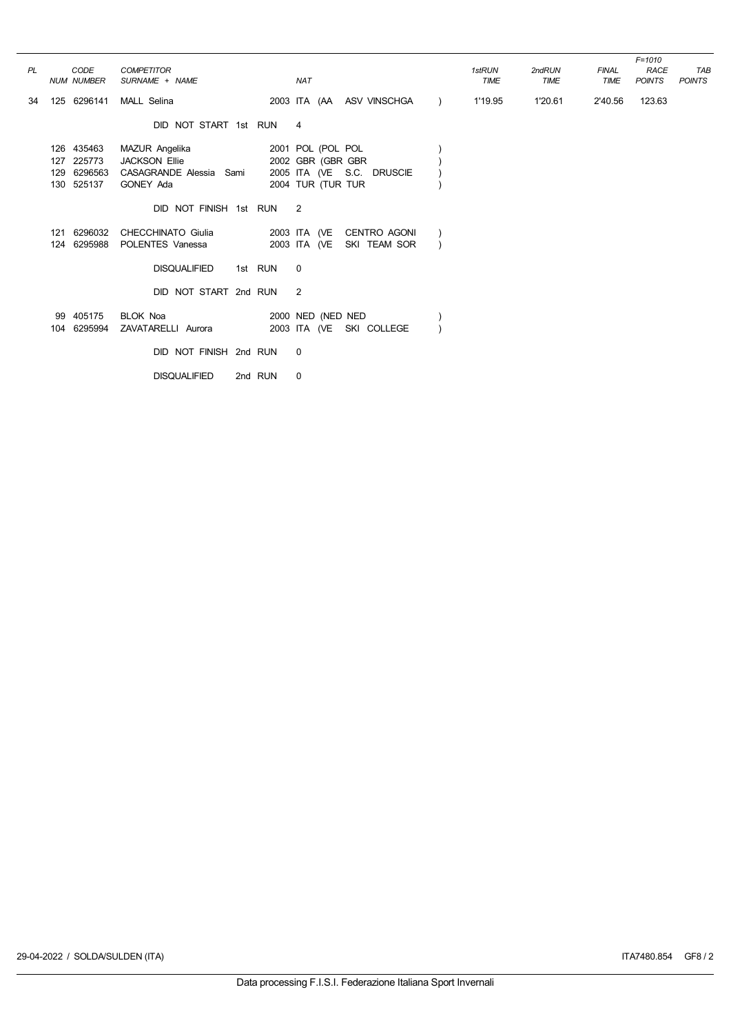| PL | CODE NUM NUMBER | COMPETITOR SURNAME + NAME | NAT | | | 1stRUN TIME | 2ndRUN TIME | FINAL TIME | F=1010 RACE POINTS | TAB POINTS |
|---|---|---|---|---|---|---|---|---|---|---|
| 34 | 125 6296141 | MALL Selina | 2003 ITA (AA | ASV VINSCHGA | ) | 1'19.95 | 1'20.61 | 2'40.56 | 123.63 | |
| | | DID NOT START 1st RUN | 4 | | | | | | | |
| | 126 435463 | MAZUR Angelika | 2001 POL (POL | POL | ) | | | | | |
| | 127 225773 | JACKSON Ellie | 2002 GBR (GBR | GBR | ) | | | | | |
| | 129 6296563 | CASAGRANDE Alessia Sami | 2005 ITA (VE | S.C. DRUSCIE | ) | | | | | |
| | 130 525137 | GONEY Ada | 2004 TUR (TUR | TUR | ) | | | | | |
| | | DID NOT FINISH 1st RUN | 2 | | | | | | | |
| | 121 6296032 | CHECCHINATO Giulia | 2003 ITA (VE | CENTRO AGONI | ) | | | | | |
| | 124 6295988 | POLENTES Vanessa | 2003 ITA (VE | SKI TEAM SOR | ) | | | | | |
| | | DISQUALIFIED 1st RUN | 0 | | | | | | | |
| | | DID NOT START 2nd RUN | 2 | | | | | | | |
| | 99 405175 | BLOK Noa | 2000 NED (NED | NED | ) | | | | | |
| | 104 6295994 | ZAVATARELLI Aurora | 2003 ITA (VE | SKI COLLEGE | ) | | | | | |
| | | DID NOT FINISH 2nd RUN | 0 | | | | | | | |
| | | DISQUALIFIED 2nd RUN | 0 | | | | | | | |

29-04-2022 / SOLDA/SULDEN (ITA)

ITA7480.854 GF8 / 2

Data processing F.I.S.I. Federazione Italiana Sport Invernali